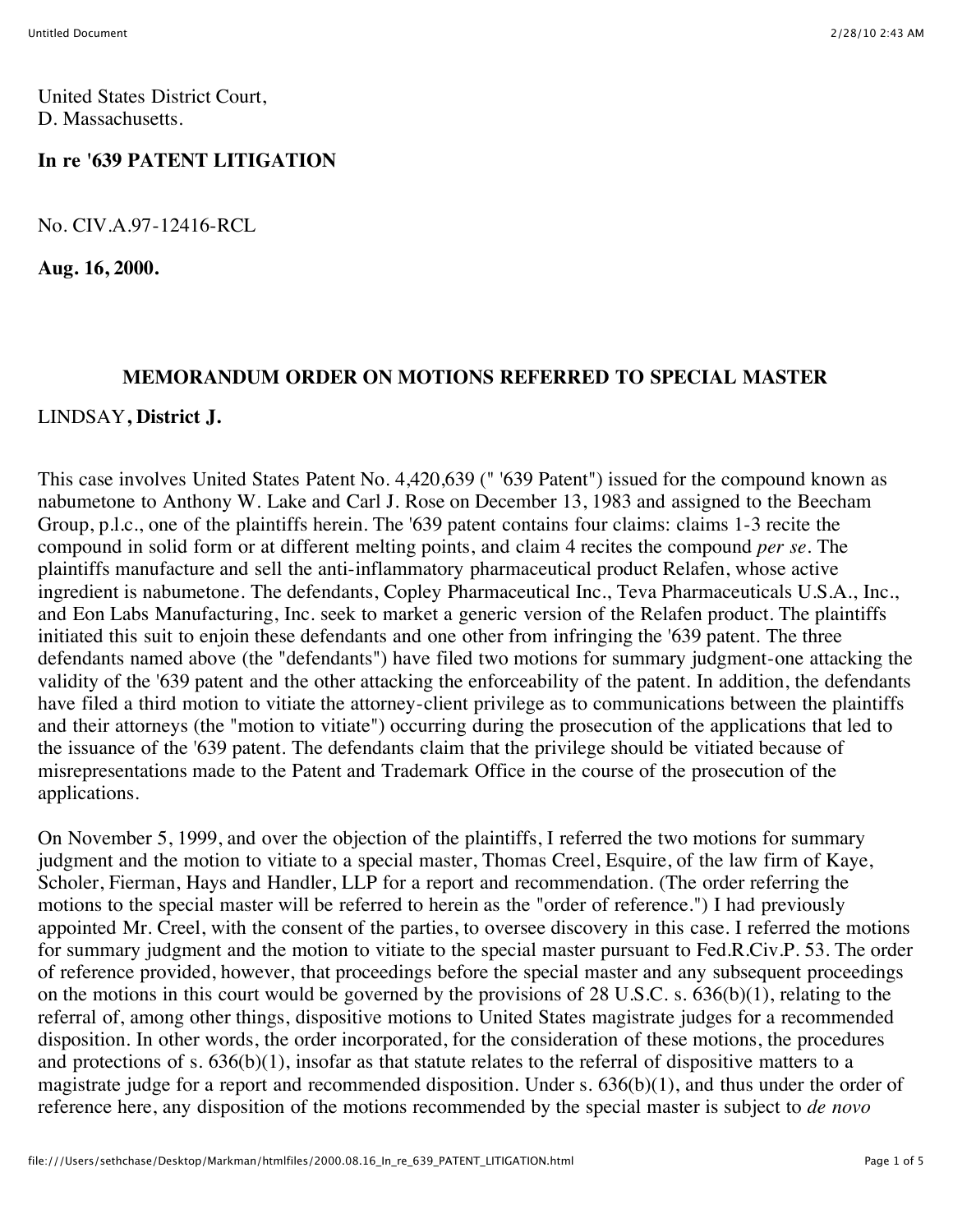United States District Court,
D. Massachusetts.

**In re '639 PATENT LITIGATION**

No. CIV.A.97-12416-RCL

**Aug. 16, 2000.**

## MEMORANDUM ORDER ON MOTIONS REFERRED TO SPECIAL MASTER

LINDSAY**, District J.**

This case involves United States Patent No. 4,420,639 (" '639 Patent") issued for the compound known as nabumetone to Anthony W. Lake and Carl J. Rose on December 13, 1983 and assigned to the Beecham Group, p.l.c., one of the plaintiffs herein. The '639 patent contains four claims: claims 1-3 recite the compound in solid form or at different melting points, and claim 4 recites the compound *per se*. The plaintiffs manufacture and sell the anti-inflammatory pharmaceutical product Relafen, whose active ingredient is nabumetone. The defendants, Copley Pharmaceutical Inc., Teva Pharmaceuticals U.S.A., Inc., and Eon Labs Manufacturing, Inc. seek to market a generic version of the Relafen product. The plaintiffs initiated this suit to enjoin these defendants and one other from infringing the '639 patent. The three defendants named above (the "defendants") have filed two motions for summary judgment-one attacking the validity of the '639 patent and the other attacking the enforceability of the patent. In addition, the defendants have filed a third motion to vitiate the attorney-client privilege as to communications between the plaintiffs and their attorneys (the "motion to vitiate") occurring during the prosecution of the applications that led to the issuance of the '639 patent. The defendants claim that the privilege should be vitiated because of misrepresentations made to the Patent and Trademark Office in the course of the prosecution of the applications.

On November 5, 1999, and over the objection of the plaintiffs, I referred the two motions for summary judgment and the motion to vitiate to a special master, Thomas Creel, Esquire, of the law firm of Kaye, Scholer, Fierman, Hays and Handler, LLP for a report and recommendation. (The order referring the motions to the special master will be referred to herein as the "order of reference.") I had previously appointed Mr. Creel, with the consent of the parties, to oversee discovery in this case. I referred the motions for summary judgment and the motion to vitiate to the special master pursuant to Fed.R.Civ.P. 53. The order of reference provided, however, that proceedings before the special master and any subsequent proceedings on the motions in this court would be governed by the provisions of 28 U.S.C. s. 636(b)(1), relating to the referral of, among other things, dispositive motions to United States magistrate judges for a recommended disposition. In other words, the order incorporated, for the consideration of these motions, the procedures and protections of s. 636(b)(1), insofar as that statute relates to the referral of dispositive matters to a magistrate judge for a report and recommended disposition. Under s. 636(b)(1), and thus under the order of reference here, any disposition of the motions recommended by the special master is subject to *de novo*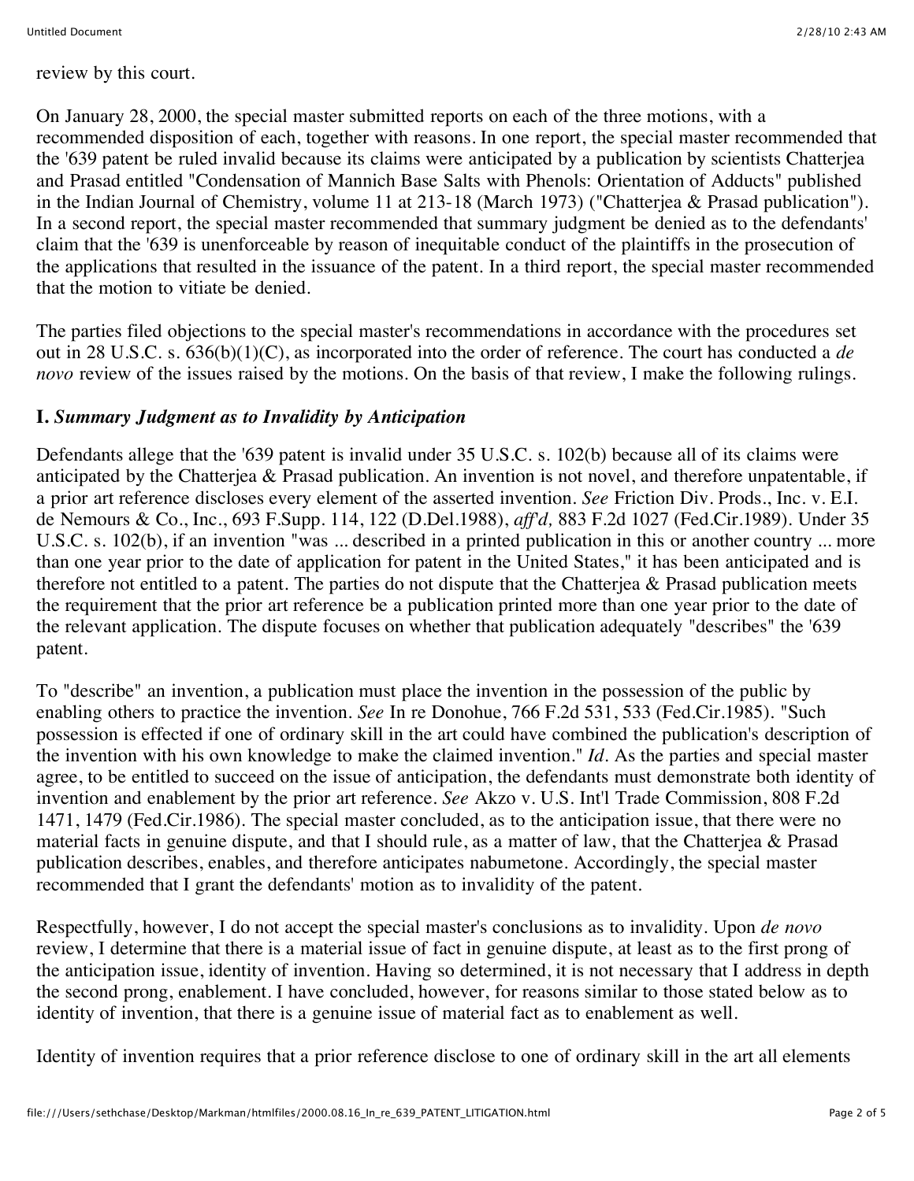review by this court.

On January 28, 2000, the special master submitted reports on each of the three motions, with a recommended disposition of each, together with reasons. In one report, the special master recommended that the '639 patent be ruled invalid because its claims were anticipated by a publication by scientists Chatterjea and Prasad entitled "Condensation of Mannich Base Salts with Phenols: Orientation of Adducts" published in the Indian Journal of Chemistry, volume 11 at 213-18 (March 1973) ("Chatterjea & Prasad publication"). In a second report, the special master recommended that summary judgment be denied as to the defendants' claim that the '639 is unenforceable by reason of inequitable conduct of the plaintiffs in the prosecution of the applications that resulted in the issuance of the patent. In a third report, the special master recommended that the motion to vitiate be denied.

The parties filed objections to the special master's recommendations in accordance with the procedures set out in 28 U.S.C. s. 636(b)(1)(C), as incorporated into the order of reference. The court has conducted a *de novo* review of the issues raised by the motions. On the basis of that review, I make the following rulings.

**I.** ***Summary Judgment as to Invalidity by Anticipation***

Defendants allege that the '639 patent is invalid under 35 U.S.C. s. 102(b) because all of its claims were anticipated by the Chatterjea & Prasad publication. An invention is not novel, and therefore unpatentable, if a prior art reference discloses every element of the asserted invention. *See* Friction Div. Prods., Inc. v. E.I. de Nemours & Co., Inc., 693 F.Supp. 114, 122 (D.Del.1988), *aff'd,* 883 F.2d 1027 (Fed.Cir.1989). Under 35 U.S.C. s. 102(b), if an invention "was ... described in a printed publication in this or another country ... more than one year prior to the date of application for patent in the United States," it has been anticipated and is therefore not entitled to a patent. The parties do not dispute that the Chatterjea & Prasad publication meets the requirement that the prior art reference be a publication printed more than one year prior to the date of the relevant application. The dispute focuses on whether that publication adequately "describes" the '639 patent.

To "describe" an invention, a publication must place the invention in the possession of the public by enabling others to practice the invention. *See* In re Donohue, 766 F.2d 531, 533 (Fed.Cir.1985). "Such possession is effected if one of ordinary skill in the art could have combined the publication's description of the invention with his own knowledge to make the claimed invention." *Id*. As the parties and special master agree, to be entitled to succeed on the issue of anticipation, the defendants must demonstrate both identity of invention and enablement by the prior art reference. *See* Akzo v. U.S. Int'l Trade Commission, 808 F.2d 1471, 1479 (Fed.Cir.1986). The special master concluded, as to the anticipation issue, that there were no material facts in genuine dispute, and that I should rule, as a matter of law, that the Chatterjea & Prasad publication describes, enables, and therefore anticipates nabumetone. Accordingly, the special master recommended that I grant the defendants' motion as to invalidity of the patent.

Respectfully, however, I do not accept the special master's conclusions as to invalidity. Upon *de novo* review, I determine that there is a material issue of fact in genuine dispute, at least as to the first prong of the anticipation issue, identity of invention. Having so determined, it is not necessary that I address in depth the second prong, enablement. I have concluded, however, for reasons similar to those stated below as to identity of invention, that there is a genuine issue of material fact as to enablement as well.

Identity of invention requires that a prior reference disclose to one of ordinary skill in the art all elements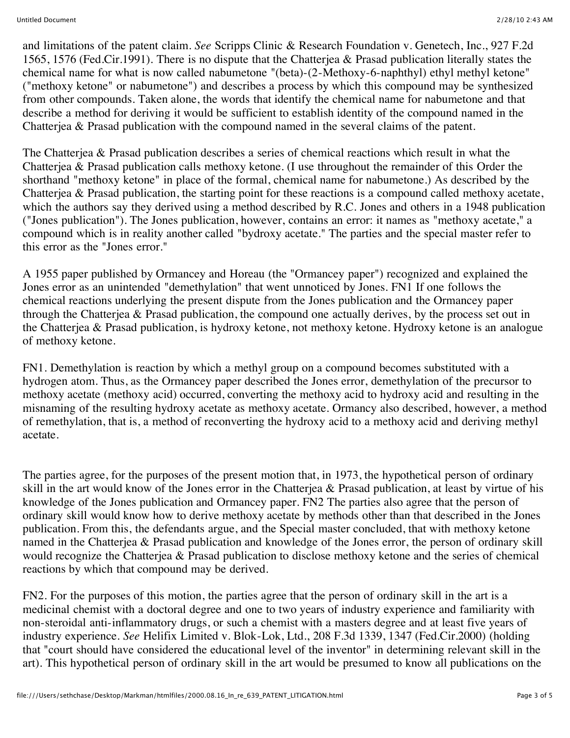and limitations of the patent claim. *See* Scripps Clinic & Research Foundation v. Genetech, Inc., 927 F.2d 1565, 1576 (Fed.Cir.1991). There is no dispute that the Chatterjea & Prasad publication literally states the chemical name for what is now called nabumetone "(beta)-(2-Methoxy-6-naphthyl) ethyl methyl ketone" ("methoxy ketone" or nabumetone") and describes a process by which this compound may be synthesized from other compounds. Taken alone, the words that identify the chemical name for nabumetone and that describe a method for deriving it would be sufficient to establish identity of the compound named in the Chatterjea & Prasad publication with the compound named in the several claims of the patent.

The Chatterjea & Prasad publication describes a series of chemical reactions which result in what the Chatterjea & Prasad publication calls methoxy ketone. (I use throughout the remainder of this Order the shorthand "methoxy ketone" in place of the formal, chemical name for nabumetone.) As described by the Chatterjea & Prasad publication, the starting point for these reactions is a compound called methoxy acetate, which the authors say they derived using a method described by R.C. Jones and others in a 1948 publication ("Jones publication"). The Jones publication, however, contains an error: it names as "methoxy acetate," a compound which is in reality another called "bydroxy acetate." The parties and the special master refer to this error as the "Jones error."

A 1955 paper published by Ormancey and Horeau (the "Ormancey paper") recognized and explained the Jones error as an unintended "demethylation" that went unnoticed by Jones. FN1 If one follows the chemical reactions underlying the present dispute from the Jones publication and the Ormancey paper through the Chatterjea & Prasad publication, the compound one actually derives, by the process set out in the Chatterjea & Prasad publication, is hydroxy ketone, not methoxy ketone. Hydroxy ketone is an analogue of methoxy ketone.

FN1. Demethylation is reaction by which a methyl group on a compound becomes substituted with a hydrogen atom. Thus, as the Ormancey paper described the Jones error, demethylation of the precursor to methoxy acetate (methoxy acid) occurred, converting the methoxy acid to hydroxy acid and resulting in the misnaming of the resulting hydroxy acetate as methoxy acetate. Ormancy also described, however, a method of remethylation, that is, a method of reconverting the hydroxy acid to a methoxy acid and deriving methyl acetate.

The parties agree, for the purposes of the present motion that, in 1973, the hypothetical person of ordinary skill in the art would know of the Jones error in the Chatterjea & Prasad publication, at least by virtue of his knowledge of the Jones publication and Ormancey paper. FN2 The parties also agree that the person of ordinary skill would know how to derive methoxy acetate by methods other than that described in the Jones publication. From this, the defendants argue, and the Special master concluded, that with methoxy ketone named in the Chatterjea & Prasad publication and knowledge of the Jones error, the person of ordinary skill would recognize the Chatterjea & Prasad publication to disclose methoxy ketone and the series of chemical reactions by which that compound may be derived.

FN2. For the purposes of this motion, the parties agree that the person of ordinary skill in the art is a medicinal chemist with a doctoral degree and one to two years of industry experience and familiarity with non-steroidal anti-inflammatory drugs, or such a chemist with a masters degree and at least five years of industry experience. *See* Helifix Limited v. Blok-Lok, Ltd., 208 F.3d 1339, 1347 (Fed.Cir.2000) (holding that "court should have considered the educational level of the inventor" in determining relevant skill in the art). This hypothetical person of ordinary skill in the art would be presumed to know all publications on the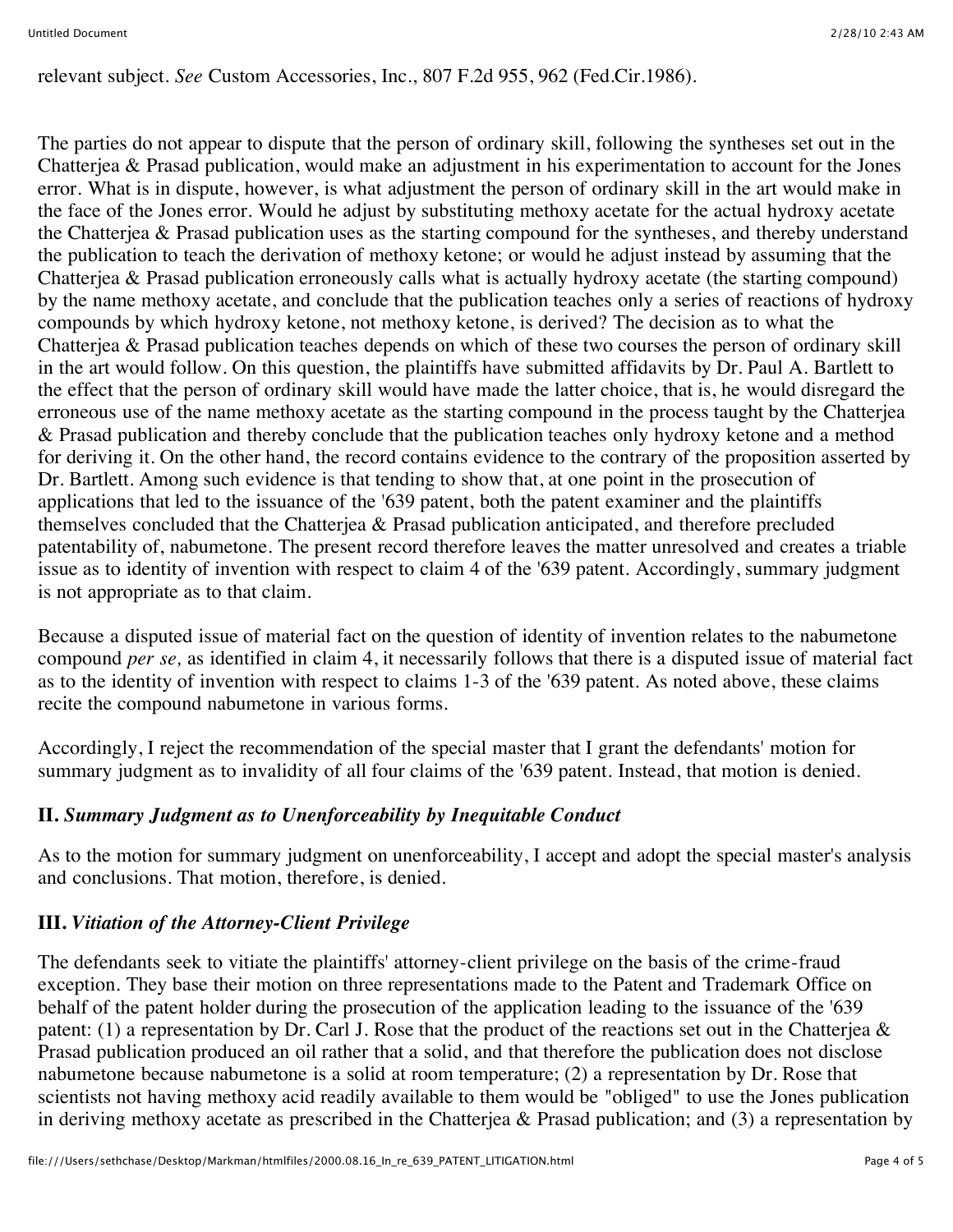relevant subject. *See* Custom Accessories, Inc., 807 F.2d 955, 962 (Fed.Cir.1986).

The parties do not appear to dispute that the person of ordinary skill, following the syntheses set out in the Chatterjea & Prasad publication, would make an adjustment in his experimentation to account for the Jones error. What is in dispute, however, is what adjustment the person of ordinary skill in the art would make in the face of the Jones error. Would he adjust by substituting methoxy acetate for the actual hydroxy acetate the Chatterjea & Prasad publication uses as the starting compound for the syntheses, and thereby understand the publication to teach the derivation of methoxy ketone; or would he adjust instead by assuming that the Chatterjea & Prasad publication erroneously calls what is actually hydroxy acetate (the starting compound) by the name methoxy acetate, and conclude that the publication teaches only a series of reactions of hydroxy compounds by which hydroxy ketone, not methoxy ketone, is derived? The decision as to what the Chatterjea & Prasad publication teaches depends on which of these two courses the person of ordinary skill in the art would follow. On this question, the plaintiffs have submitted affidavits by Dr. Paul A. Bartlett to the effect that the person of ordinary skill would have made the latter choice, that is, he would disregard the erroneous use of the name methoxy acetate as the starting compound in the process taught by the Chatterjea & Prasad publication and thereby conclude that the publication teaches only hydroxy ketone and a method for deriving it. On the other hand, the record contains evidence to the contrary of the proposition asserted by Dr. Bartlett. Among such evidence is that tending to show that, at one point in the prosecution of applications that led to the issuance of the '639 patent, both the patent examiner and the plaintiffs themselves concluded that the Chatterjea & Prasad publication anticipated, and therefore precluded patentability of, nabumetone. The present record therefore leaves the matter unresolved and creates a triable issue as to identity of invention with respect to claim 4 of the '639 patent. Accordingly, summary judgment is not appropriate as to that claim.

Because a disputed issue of material fact on the question of identity of invention relates to the nabumetone compound *per se,* as identified in claim 4, it necessarily follows that there is a disputed issue of material fact as to the identity of invention with respect to claims 1-3 of the '639 patent. As noted above, these claims recite the compound nabumetone in various forms.

Accordingly, I reject the recommendation of the special master that I grant the defendants' motion for summary judgment as to invalidity of all four claims of the '639 patent. Instead, that motion is denied.

## II. *Summary Judgment as to Unenforceability by Inequitable Conduct*

As to the motion for summary judgment on unenforceability, I accept and adopt the special master's analysis and conclusions. That motion, therefore, is denied.

## III. *Vitiation of the Attorney-Client Privilege*

The defendants seek to vitiate the plaintiffs' attorney-client privilege on the basis of the crime-fraud exception. They base their motion on three representations made to the Patent and Trademark Office on behalf of the patent holder during the prosecution of the application leading to the issuance of the '639 patent: (1) a representation by Dr. Carl J. Rose that the product of the reactions set out in the Chatterjea & Prasad publication produced an oil rather that a solid, and that therefore the publication does not disclose nabumetone because nabumetone is a solid at room temperature; (2) a representation by Dr. Rose that scientists not having methoxy acid readily available to them would be "obliged" to use the Jones publication in deriving methoxy acetate as prescribed in the Chatterjea & Prasad publication; and (3) a representation by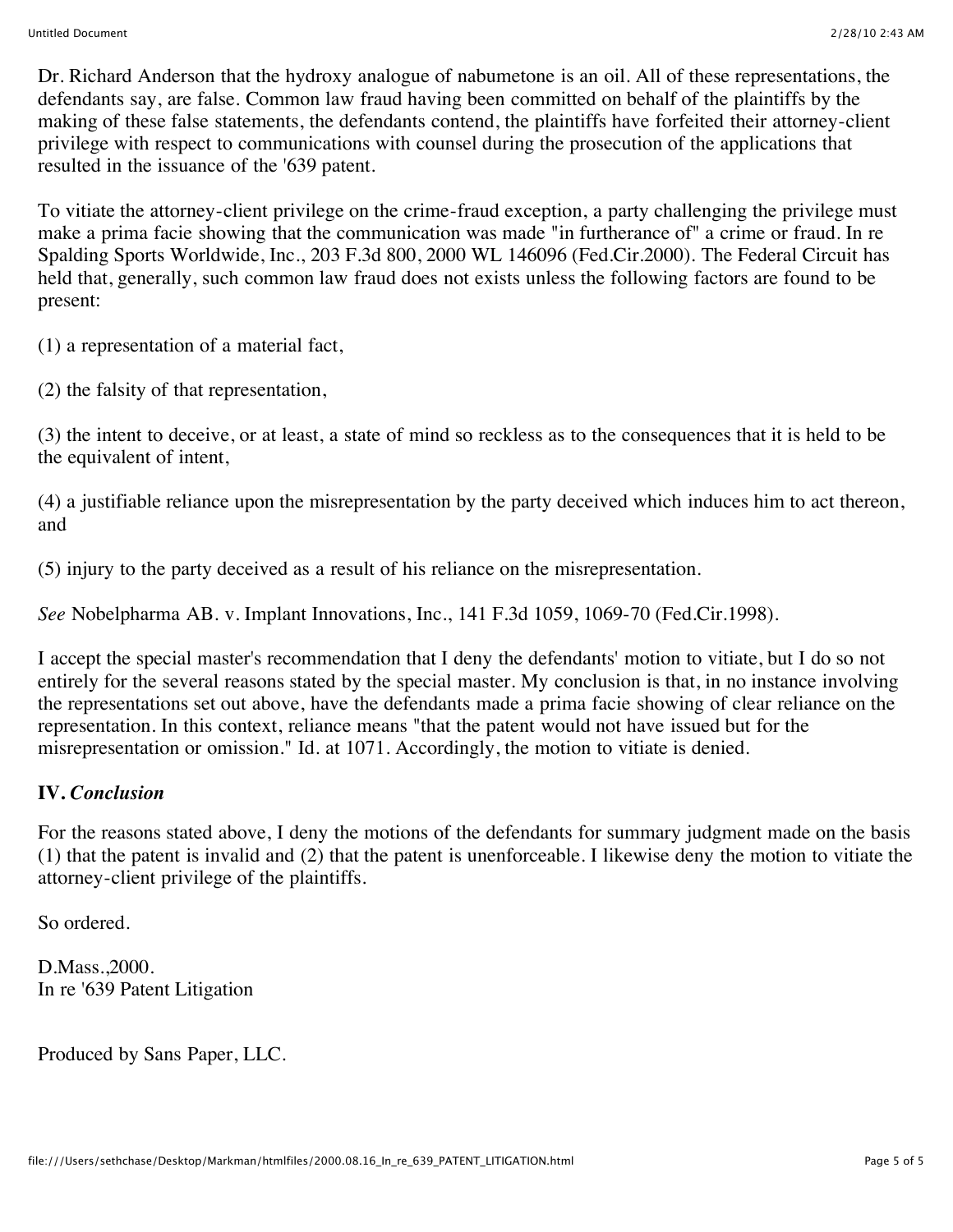Dr. Richard Anderson that the hydroxy analogue of nabumetone is an oil. All of these representations, the defendants say, are false. Common law fraud having been committed on behalf of the plaintiffs by the making of these false statements, the defendants contend, the plaintiffs have forfeited their attorney-client privilege with respect to communications with counsel during the prosecution of the applications that resulted in the issuance of the '639 patent.

To vitiate the attorney-client privilege on the crime-fraud exception, a party challenging the privilege must make a prima facie showing that the communication was made "in furtherance of" a crime or fraud. In re Spalding Sports Worldwide, Inc., 203 F.3d 800, 2000 WL 146096 (Fed.Cir.2000). The Federal Circuit has held that, generally, such common law fraud does not exists unless the following factors are found to be present:

(1) a representation of a material fact,

(2) the falsity of that representation,

(3) the intent to deceive, or at least, a state of mind so reckless as to the consequences that it is held to be the equivalent of intent,

(4) a justifiable reliance upon the misrepresentation by the party deceived which induces him to act thereon, and

(5) injury to the party deceived as a result of his reliance on the misrepresentation.

*See* Nobelpharma AB. v. Implant Innovations, Inc., 141 F.3d 1059, 1069-70 (Fed.Cir.1998).

I accept the special master's recommendation that I deny the defendants' motion to vitiate, but I do so not entirely for the several reasons stated by the special master. My conclusion is that, in no instance involving the representations set out above, have the defendants made a prima facie showing of clear reliance on the representation. In this context, reliance means "that the patent would not have issued but for the misrepresentation or omission." Id. at 1071. Accordingly, the motion to vitiate is denied.

## IV. *Conclusion*

For the reasons stated above, I deny the motions of the defendants for summary judgment made on the basis (1) that the patent is invalid and (2) that the patent is unenforceable. I likewise deny the motion to vitiate the attorney-client privilege of the plaintiffs.

So ordered.

D.Mass.,2000.
In re '639 Patent Litigation

Produced by Sans Paper, LLC.